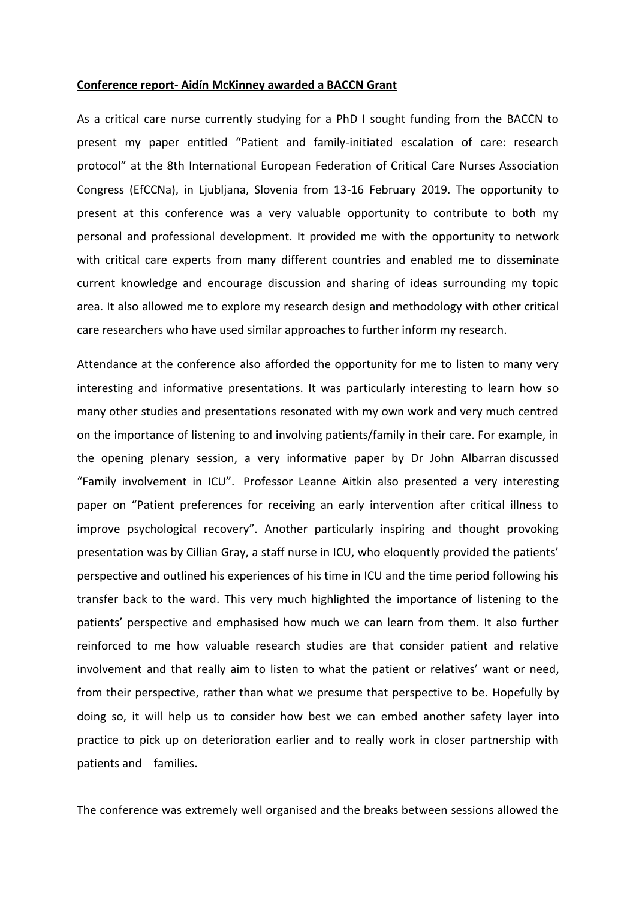**Conference report- Aidín McKinney awarded a BACCN Grant**

As a critical care nurse currently studying for a PhD I sought funding from the BACCN to present my paper entitled "Patient and family-initiated escalation of care: research protocol" at the 8th International European Federation of Critical Care Nurses Association Congress (EfCCNa), in Ljubljana, Slovenia from 13-16 February 2019. The opportunity to present at this conference was a very valuable opportunity to contribute to both my personal and professional development. It provided me with the opportunity to network with critical care experts from many different countries and enabled me to disseminate current knowledge and encourage discussion and sharing of ideas surrounding my topic area. It also allowed me to explore my research design and methodology with other critical care researchers who have used similar approaches to further inform my research.

Attendance at the conference also afforded the opportunity for me to listen to many very interesting and informative presentations. It was particularly interesting to learn how so many other studies and presentations resonated with my own work and very much centred on the importance of listening to and involving patients/family in their care. For example, in the opening plenary session, a very informative paper by Dr John Albarran discussed "Family involvement in ICU". Professor Leanne Aitkin also presented a very interesting paper on "Patient preferences for receiving an early intervention after critical illness to improve psychological recovery". Another particularly inspiring and thought provoking presentation was by Cillian Gray, a staff nurse in ICU, who eloquently provided the patients' perspective and outlined his experiences of his time in ICU and the time period following his transfer back to the ward. This very much highlighted the importance of listening to the patients' perspective and emphasised how much we can learn from them. It also further reinforced to me how valuable research studies are that consider patient and relative involvement and that really aim to listen to what the patient or relatives' want or need, from their perspective, rather than what we presume that perspective to be. Hopefully by doing so, it will help us to consider how best we can embed another safety layer into practice to pick up on deterioration earlier and to really work in closer partnership with patients and families.

The conference was extremely well organised and the breaks between sessions allowed the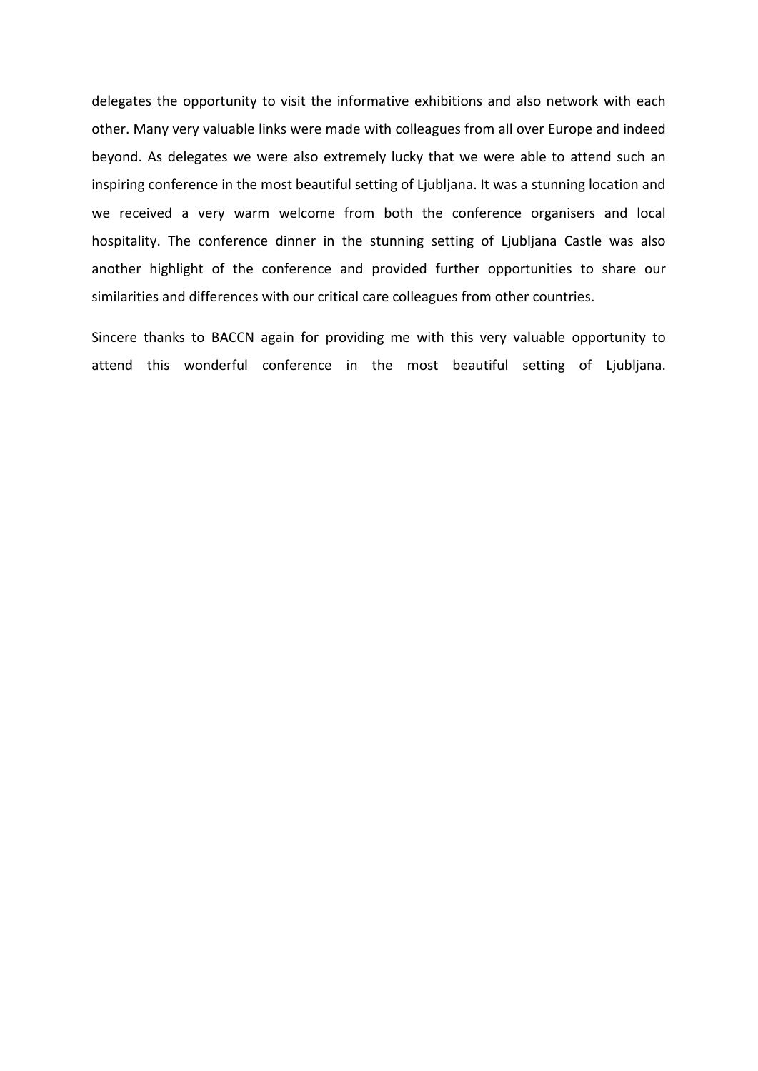delegates the opportunity to visit the informative exhibitions and also network with each other. Many very valuable links were made with colleagues from all over Europe and indeed beyond. As delegates we were also extremely lucky that we were able to attend such an inspiring conference in the most beautiful setting of Ljubljana. It was a stunning location and we received a very warm welcome from both the conference organisers and local hospitality. The conference dinner in the stunning setting of Ljubljana Castle was also another highlight of the conference and provided further opportunities to share our similarities and differences with our critical care colleagues from other countries.

Sincere thanks to BACCN again for providing me with this very valuable opportunity to attend this wonderful conference in the most beautiful setting of Ljubljana.